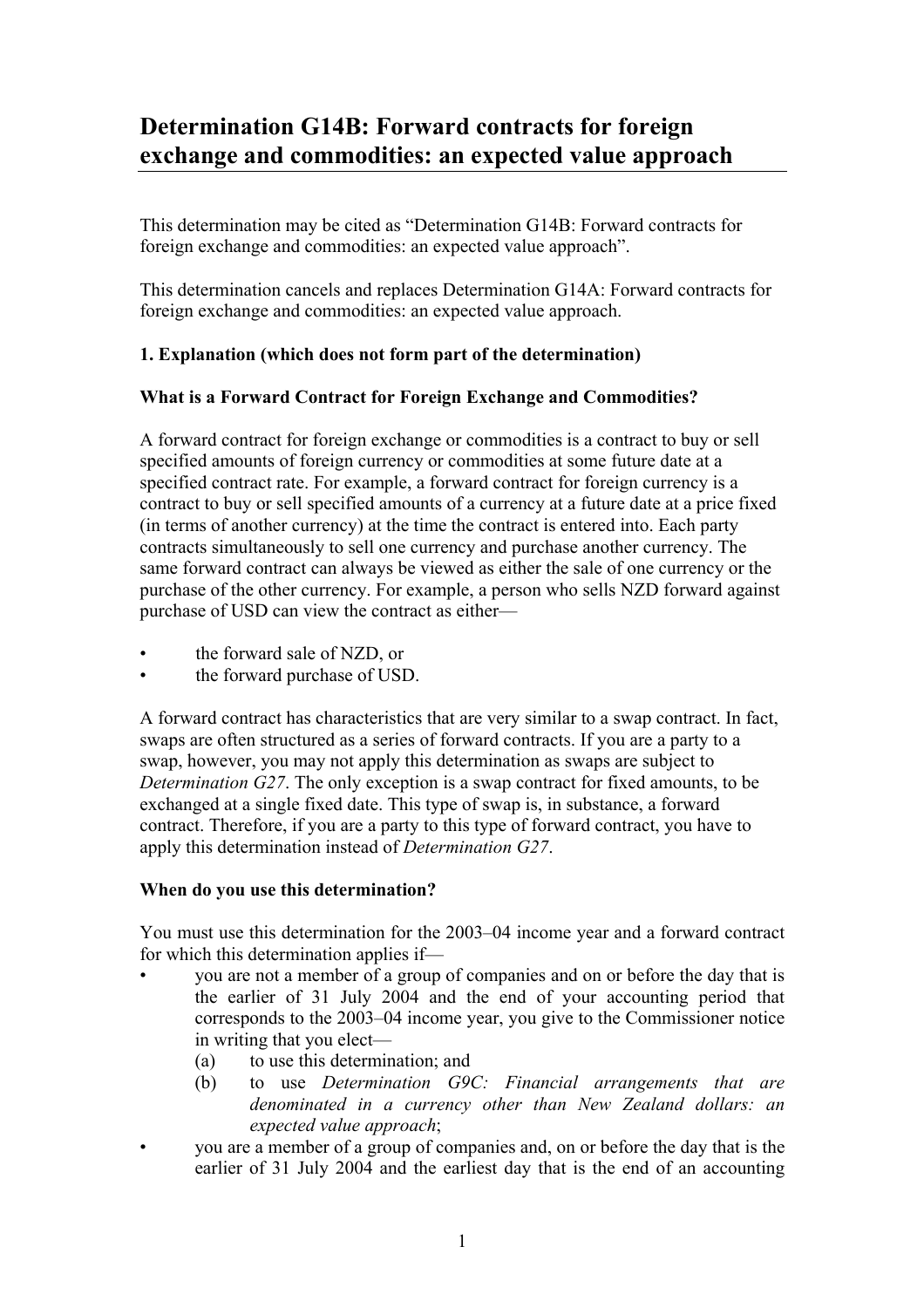# Determination G14B: Forward contracts for foreign exchange and commodities: an expected value approach

This determination may be cited as "Determination G14B: Forward contracts for foreign exchange and commodities: an expected value approach".

This determination cancels and replaces Determination G14A: Forward contracts for foreign exchange and commodities: an expected value approach.

**1. Explanation (which does not form part of the determination)**

**What is a Forward Contract for Foreign Exchange and Commodities?**

A forward contract for foreign exchange or commodities is a contract to buy or sell specified amounts of foreign currency or commodities at some future date at a specified contract rate. For example, a forward contract for foreign currency is a contract to buy or sell specified amounts of a currency at a future date at a price fixed (in terms of another currency) at the time the contract is entered into. Each party contracts simultaneously to sell one currency and purchase another currency. The same forward contract can always be viewed as either the sale of one currency or the purchase of the other currency. For example, a person who sells NZD forward against purchase of USD can view the contract as either—

- the forward sale of NZD, or
- the forward purchase of USD.

A forward contract has characteristics that are very similar to a swap contract. In fact, swaps are often structured as a series of forward contracts. If you are a party to a swap, however, you may not apply this determination as swaps are subject to *Determination G27*. The only exception is a swap contract for fixed amounts, to be exchanged at a single fixed date. This type of swap is, in substance, a forward contract. Therefore, if you are a party to this type of forward contract, you have to apply this determination instead of *Determination G27*.

**When do you use this determination?**

You must use this determination for the 2003–04 income year and a forward contract for which this determination applies if—

- you are not a member of a group of companies and on or before the day that is the earlier of 31 July 2004 and the end of your accounting period that corresponds to the 2003–04 income year, you give to the Commissioner notice in writing that you elect—
  - (a) to use this determination; and
  - (b) to use *Determination G9C: Financial arrangements that are denominated in a currency other than New Zealand dollars: an expected value approach*;
- you are a member of a group of companies and, on or before the day that is the earlier of 31 July 2004 and the earliest day that is the end of an accounting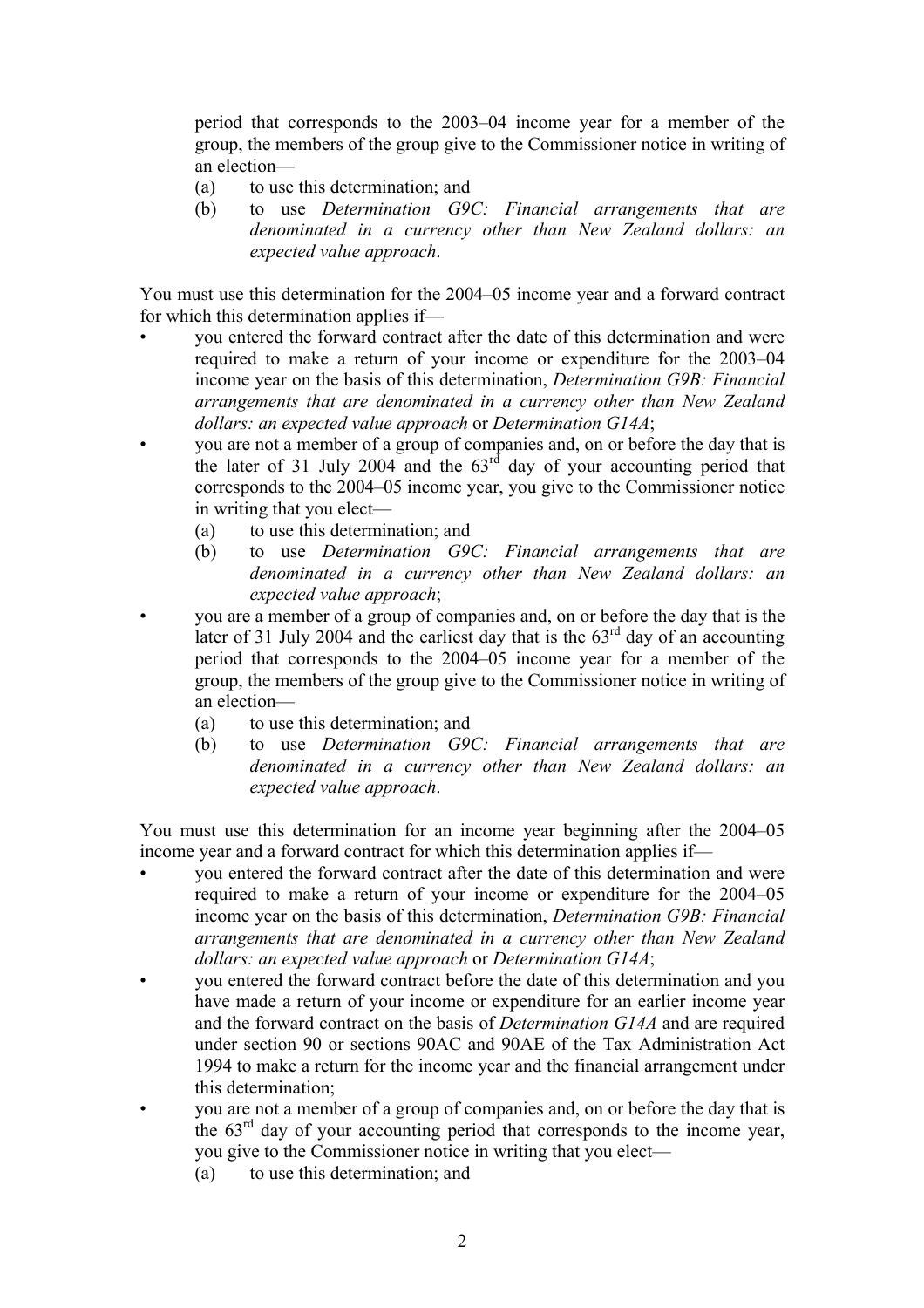period that corresponds to the 2003–04 income year for a member of the group, the members of the group give to the Commissioner notice in writing of an election—

(a) to use this determination; and
(b) to use *Determination G9C: Financial arrangements that are denominated in a currency other than New Zealand dollars: an expected value approach*.

You must use this determination for the 2004–05 income year and a forward contract for which this determination applies if—

- you entered the forward contract after the date of this determination and were required to make a return of your income or expenditure for the 2003–04 income year on the basis of this determination, *Determination G9B: Financial arrangements that are denominated in a currency other than New Zealand dollars: an expected value approach* or *Determination G14A*;
- you are not a member of a group of companies and, on or before the day that is the later of 31 July 2004 and the 63rd day of your accounting period that corresponds to the 2004–05 income year, you give to the Commissioner notice in writing that you elect—
  (a) to use this determination; and
  (b) to use *Determination G9C: Financial arrangements that are denominated in a currency other than New Zealand dollars: an expected value approach*;
- you are a member of a group of companies and, on or before the day that is the later of 31 July 2004 and the earliest day that is the 63rd day of an accounting period that corresponds to the 2004–05 income year for a member of the group, the members of the group give to the Commissioner notice in writing of an election—
  (a) to use this determination; and
  (b) to use *Determination G9C: Financial arrangements that are denominated in a currency other than New Zealand dollars: an expected value approach*.

You must use this determination for an income year beginning after the 2004–05 income year and a forward contract for which this determination applies if—

- you entered the forward contract after the date of this determination and were required to make a return of your income or expenditure for the 2004–05 income year on the basis of this determination, *Determination G9B: Financial arrangements that are denominated in a currency other than New Zealand dollars: an expected value approach* or *Determination G14A*;
- you entered the forward contract before the date of this determination and you have made a return of your income or expenditure for an earlier income year and the forward contract on the basis of *Determination G14A* and are required under section 90 or sections 90AC and 90AE of the Tax Administration Act 1994 to make a return for the income year and the financial arrangement under this determination;
- you are not a member of a group of companies and, on or before the day that is the 63rd day of your accounting period that corresponds to the income year, you give to the Commissioner notice in writing that you elect—
  (a) to use this determination; and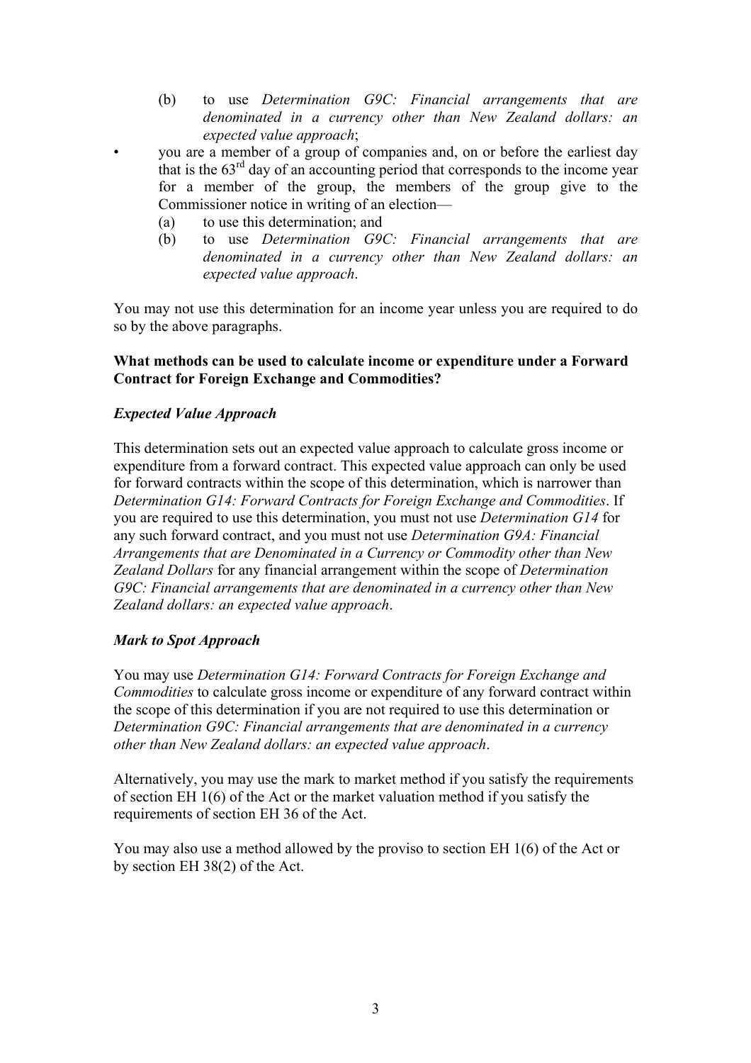(b) to use *Determination G9C: Financial arrangements that are denominated in a currency other than New Zealand dollars: an expected value approach*;

- you are a member of a group of companies and, on or before the earliest day that is the 63rd day of an accounting period that corresponds to the income year for a member of the group, the members of the group give to the Commissioner notice in writing of an election—
  - (a) to use this determination; and
  - (b) to use *Determination G9C: Financial arrangements that are denominated in a currency other than New Zealand dollars: an expected value approach*.

You may not use this determination for an income year unless you are required to do so by the above paragraphs.

**What methods can be used to calculate income or expenditure under a Forward Contract for Foreign Exchange and Commodities?**

***Expected Value Approach***

This determination sets out an expected value approach to calculate gross income or expenditure from a forward contract. This expected value approach can only be used for forward contracts within the scope of this determination, which is narrower than *Determination G14: Forward Contracts for Foreign Exchange and Commodities*. If you are required to use this determination, you must not use *Determination G14* for any such forward contract, and you must not use *Determination G9A: Financial Arrangements that are Denominated in a Currency or Commodity other than New Zealand Dollars* for any financial arrangement within the scope of *Determination G9C: Financial arrangements that are denominated in a currency other than New Zealand dollars: an expected value approach*.

***Mark to Spot Approach***

You may use *Determination G14: Forward Contracts for Foreign Exchange and Commodities* to calculate gross income or expenditure of any forward contract within the scope of this determination if you are not required to use this determination or *Determination G9C: Financial arrangements that are denominated in a currency other than New Zealand dollars: an expected value approach*.

Alternatively, you may use the mark to market method if you satisfy the requirements of section EH 1(6) of the Act or the market valuation method if you satisfy the requirements of section EH 36 of the Act.

You may also use a method allowed by the proviso to section EH 1(6) of the Act or by section EH 38(2) of the Act.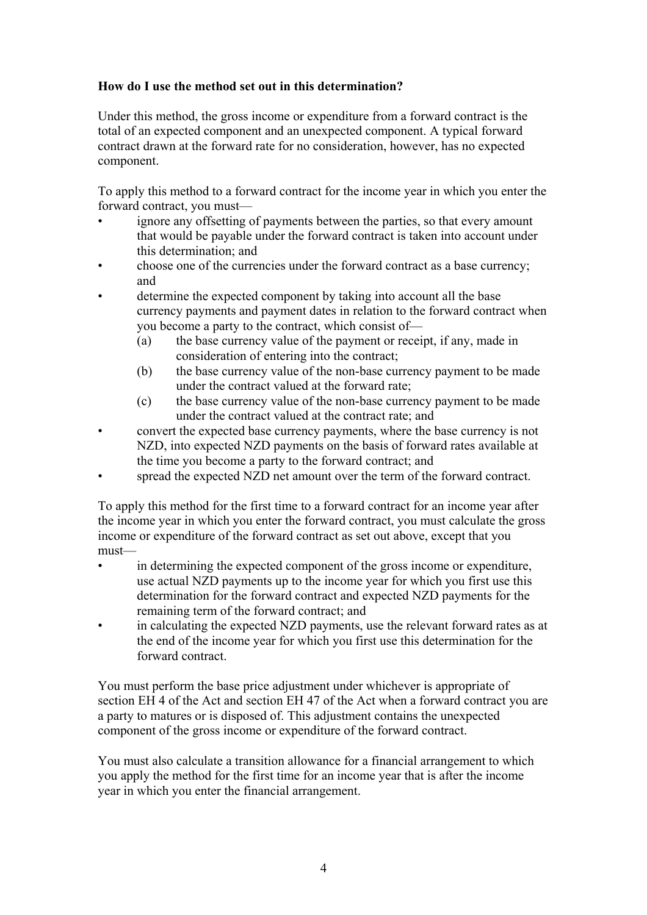**How do I use the method set out in this determination?**

Under this method, the gross income or expenditure from a forward contract is the total of an expected component and an unexpected component. A typical forward contract drawn at the forward rate for no consideration, however, has no expected component.

To apply this method to a forward contract for the income year in which you enter the forward contract, you must—

- ignore any offsetting of payments between the parties, so that every amount that would be payable under the forward contract is taken into account under this determination; and
- choose one of the currencies under the forward contract as a base currency; and
- determine the expected component by taking into account all the base currency payments and payment dates in relation to the forward contract when you become a party to the contract, which consist of—
  - (a) the base currency value of the payment or receipt, if any, made in consideration of entering into the contract;
  - (b) the base currency value of the non-base currency payment to be made under the contract valued at the forward rate;
  - (c) the base currency value of the non-base currency payment to be made under the contract valued at the contract rate; and
- convert the expected base currency payments, where the base currency is not NZD, into expected NZD payments on the basis of forward rates available at the time you become a party to the forward contract; and
- spread the expected NZD net amount over the term of the forward contract.

To apply this method for the first time to a forward contract for an income year after the income year in which you enter the forward contract, you must calculate the gross income or expenditure of the forward contract as set out above, except that you must—

- in determining the expected component of the gross income or expenditure, use actual NZD payments up to the income year for which you first use this determination for the forward contract and expected NZD payments for the remaining term of the forward contract; and
- in calculating the expected NZD payments, use the relevant forward rates as at the end of the income year for which you first use this determination for the forward contract.

You must perform the base price adjustment under whichever is appropriate of section EH 4 of the Act and section EH 47 of the Act when a forward contract you are a party to matures or is disposed of. This adjustment contains the unexpected component of the gross income or expenditure of the forward contract.

You must also calculate a transition allowance for a financial arrangement to which you apply the method for the first time for an income year that is after the income year in which you enter the financial arrangement.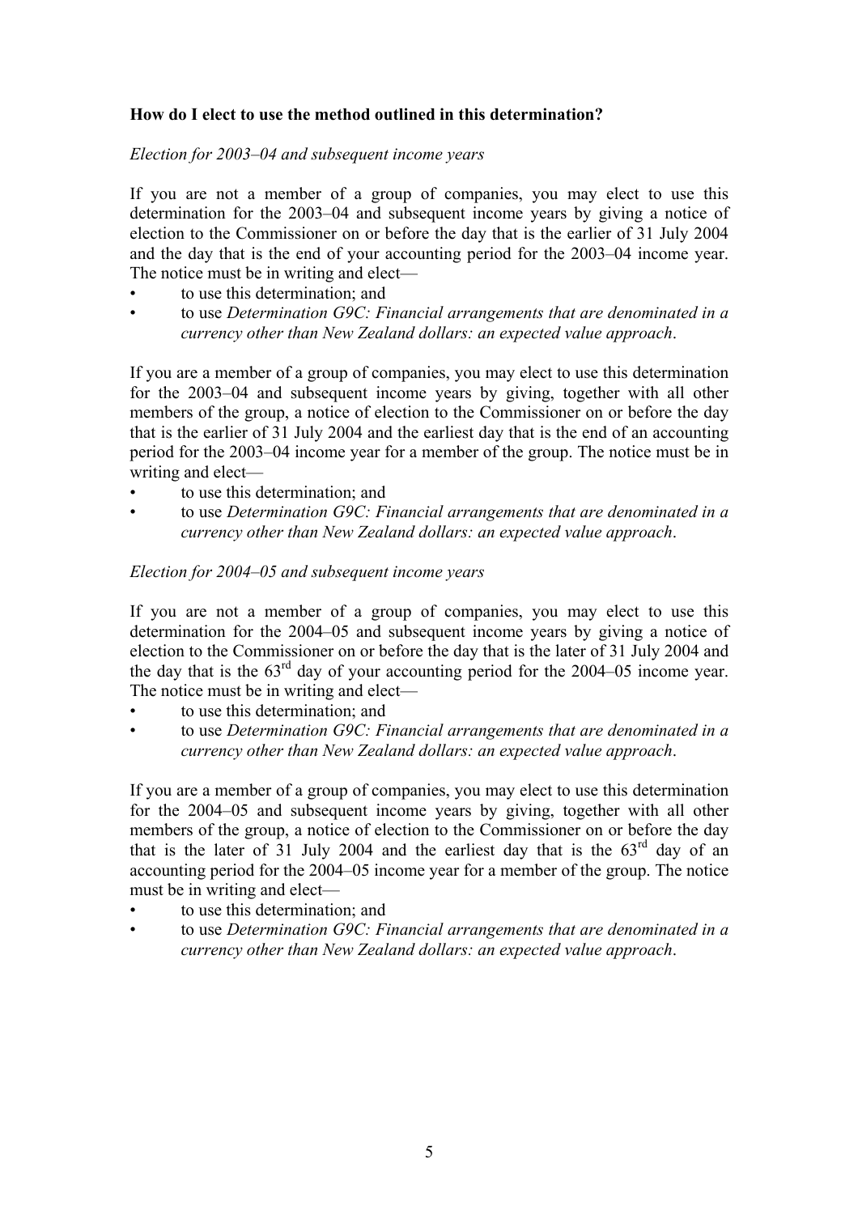**How do I elect to use the method outlined in this determination?**

*Election for 2003–04 and subsequent income years*

If you are not a member of a group of companies, you may elect to use this determination for the 2003–04 and subsequent income years by giving a notice of election to the Commissioner on or before the day that is the earlier of 31 July 2004 and the day that is the end of your accounting period for the 2003–04 income year. The notice must be in writing and elect—

- to use this determination; and
- to use *Determination G9C: Financial arrangements that are denominated in a currency other than New Zealand dollars: an expected value approach*.

If you are a member of a group of companies, you may elect to use this determination for the 2003–04 and subsequent income years by giving, together with all other members of the group, a notice of election to the Commissioner on or before the day that is the earlier of 31 July 2004 and the earliest day that is the end of an accounting period for the 2003–04 income year for a member of the group. The notice must be in writing and elect—

- to use this determination; and
- to use *Determination G9C: Financial arrangements that are denominated in a currency other than New Zealand dollars: an expected value approach*.

*Election for 2004–05 and subsequent income years*

If you are not a member of a group of companies, you may elect to use this determination for the 2004–05 and subsequent income years by giving a notice of election to the Commissioner on or before the day that is the later of 31 July 2004 and the day that is the 63rd day of your accounting period for the 2004–05 income year. The notice must be in writing and elect—

- to use this determination; and
- to use *Determination G9C: Financial arrangements that are denominated in a currency other than New Zealand dollars: an expected value approach*.

If you are a member of a group of companies, you may elect to use this determination for the 2004–05 and subsequent income years by giving, together with all other members of the group, a notice of election to the Commissioner on or before the day that is the later of 31 July 2004 and the earliest day that is the 63rd day of an accounting period for the 2004–05 income year for a member of the group. The notice must be in writing and elect—

- to use this determination; and
- to use *Determination G9C: Financial arrangements that are denominated in a currency other than New Zealand dollars: an expected value approach*.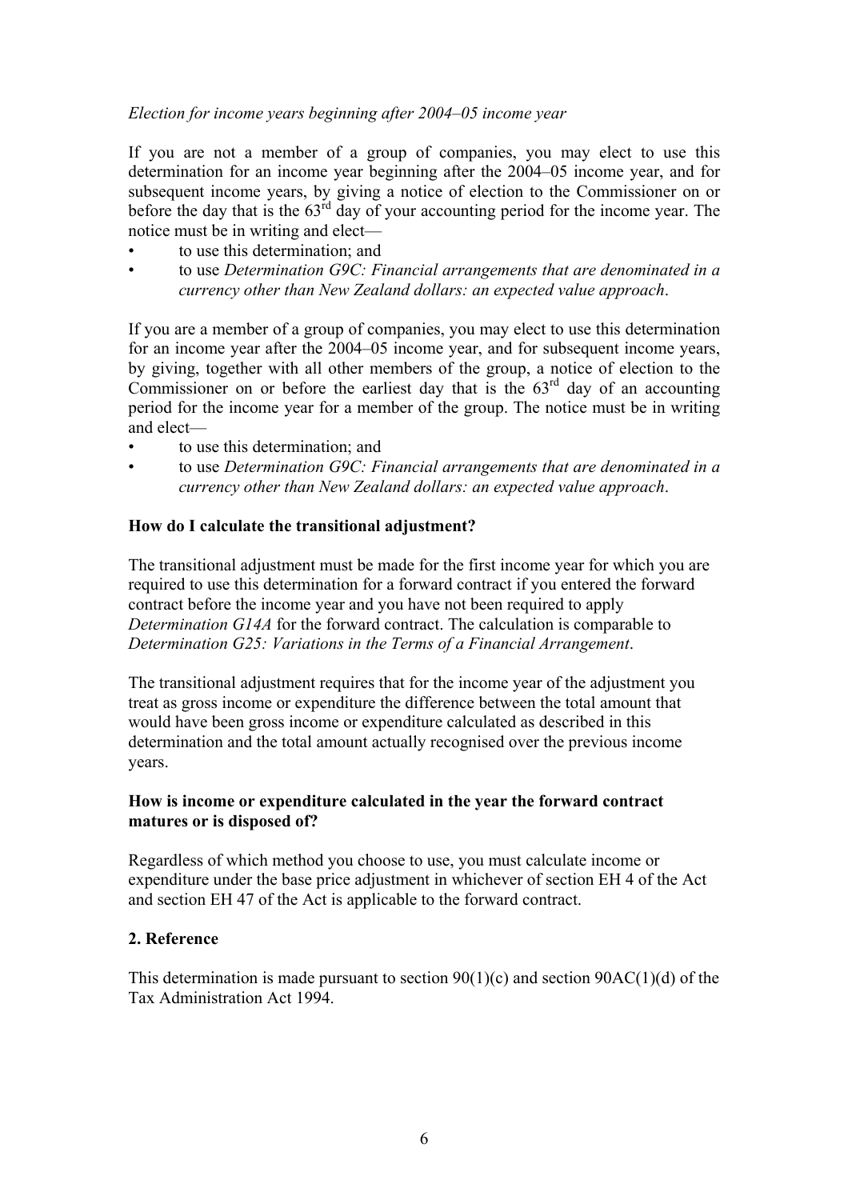*Election for income years beginning after 2004–05 income year*

If you are not a member of a group of companies, you may elect to use this determination for an income year beginning after the 2004–05 income year, and for subsequent income years, by giving a notice of election to the Commissioner on or before the day that is the 63rd day of your accounting period for the income year. The notice must be in writing and elect—

- to use this determination; and
- to use *Determination G9C: Financial arrangements that are denominated in a currency other than New Zealand dollars: an expected value approach*.

If you are a member of a group of companies, you may elect to use this determination for an income year after the 2004–05 income year, and for subsequent income years, by giving, together with all other members of the group, a notice of election to the Commissioner on or before the earliest day that is the 63rd day of an accounting period for the income year for a member of the group. The notice must be in writing and elect—

- to use this determination; and
- to use *Determination G9C: Financial arrangements that are denominated in a currency other than New Zealand dollars: an expected value approach*.

**How do I calculate the transitional adjustment?**

The transitional adjustment must be made for the first income year for which you are required to use this determination for a forward contract if you entered the forward contract before the income year and you have not been required to apply *Determination G14A* for the forward contract. The calculation is comparable to *Determination G25: Variations in the Terms of a Financial Arrangement*.

The transitional adjustment requires that for the income year of the adjustment you treat as gross income or expenditure the difference between the total amount that would have been gross income or expenditure calculated as described in this determination and the total amount actually recognised over the previous income years.

**How is income or expenditure calculated in the year the forward contract matures or is disposed of?**

Regardless of which method you choose to use, you must calculate income or expenditure under the base price adjustment in whichever of section EH 4 of the Act and section EH 47 of the Act is applicable to the forward contract.

**2. Reference**

This determination is made pursuant to section 90(1)(c) and section 90AC(1)(d) of the Tax Administration Act 1994.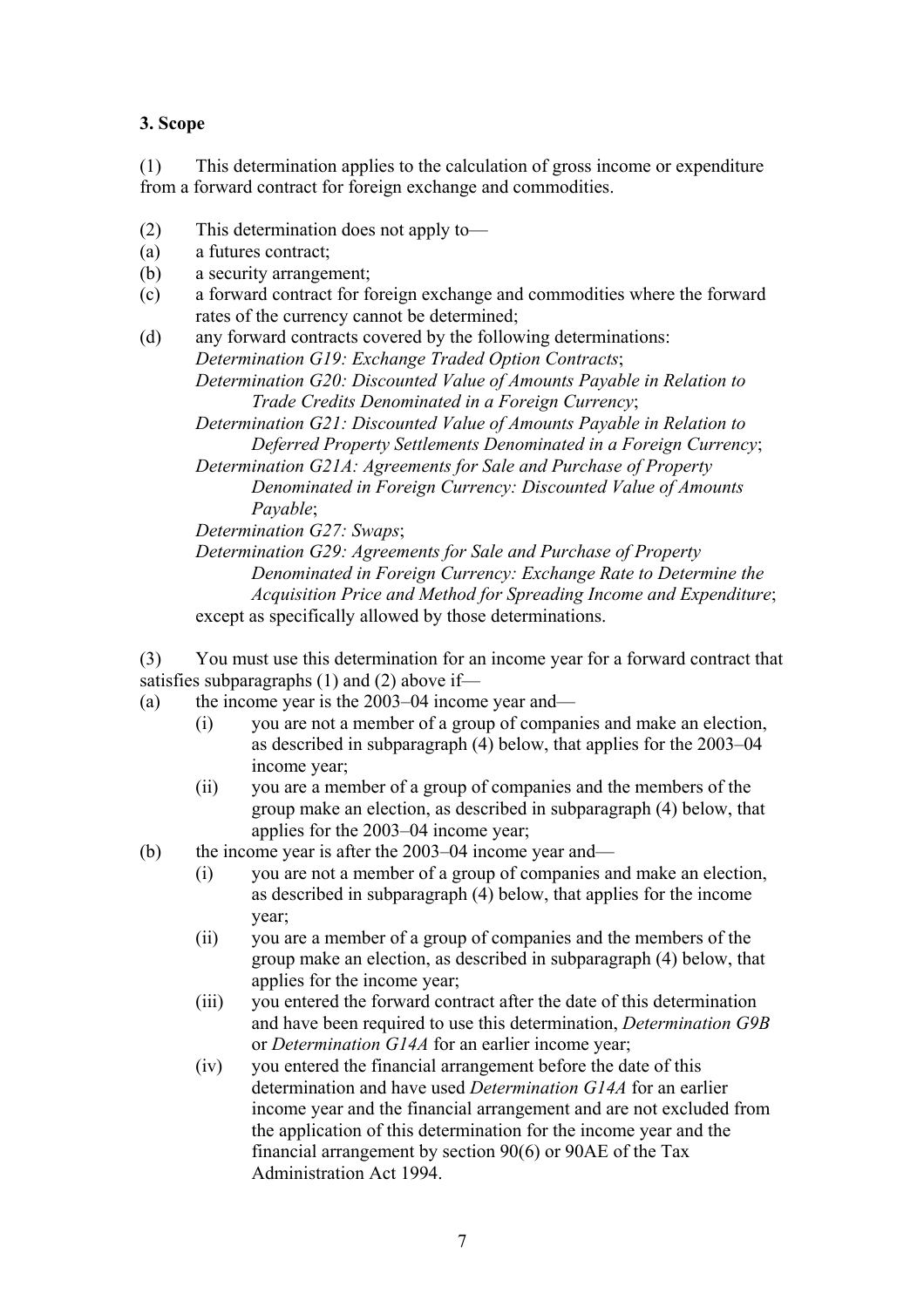**3. Scope**

(1) This determination applies to the calculation of gross income or expenditure from a forward contract for foreign exchange and commodities.

(2) This determination does not apply to—

(a) a futures contract;

(b) a security arrangement;

(c) a forward contract for foreign exchange and commodities where the forward rates of the currency cannot be determined;

(d) any forward contracts covered by the following determinations:

*Determination G19: Exchange Traded Option Contracts*;

*Determination G20: Discounted Value of Amounts Payable in Relation to Trade Credits Denominated in a Foreign Currency*;

*Determination G21: Discounted Value of Amounts Payable in Relation to Deferred Property Settlements Denominated in a Foreign Currency*;

*Determination G21A: Agreements for Sale and Purchase of Property Denominated in Foreign Currency: Discounted Value of Amounts Payable*;

*Determination G27: Swaps*;

*Determination G29: Agreements for Sale and Purchase of Property Denominated in Foreign Currency: Exchange Rate to Determine the Acquisition Price and Method for Spreading Income and Expenditure*;

except as specifically allowed by those determinations.

(3) You must use this determination for an income year for a forward contract that satisfies subparagraphs (1) and (2) above if—

(a) the income year is the 2003–04 income year and—

(i) you are not a member of a group of companies and make an election, as described in subparagraph (4) below, that applies for the 2003–04 income year;

(ii) you are a member of a group of companies and the members of the group make an election, as described in subparagraph (4) below, that applies for the 2003–04 income year;

(b) the income year is after the 2003–04 income year and—

(i) you are not a member of a group of companies and make an election, as described in subparagraph (4) below, that applies for the income year;

(ii) you are a member of a group of companies and the members of the group make an election, as described in subparagraph (4) below, that applies for the income year;

(iii) you entered the forward contract after the date of this determination and have been required to use this determination, *Determination G9B* or *Determination G14A* for an earlier income year;

(iv) you entered the financial arrangement before the date of this determination and have used *Determination G14A* for an earlier income year and the financial arrangement and are not excluded from the application of this determination for the income year and the financial arrangement by section 90(6) or 90AE of the Tax Administration Act 1994.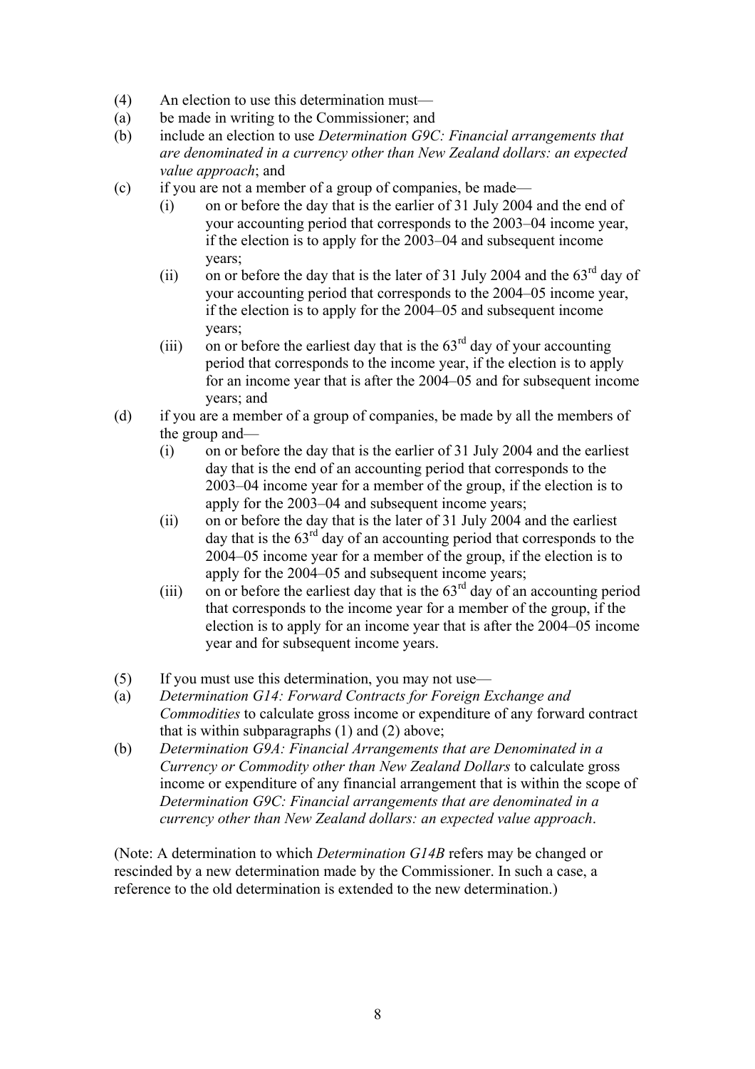(4) An election to use this determination must—

(a) be made in writing to the Commissioner; and

(b) include an election to use *Determination G9C: Financial arrangements that are denominated in a currency other than New Zealand dollars: an expected value approach*; and

(c) if you are not a member of a group of companies, be made—

  (i) on or before the day that is the earlier of 31 July 2004 and the end of your accounting period that corresponds to the 2003–04 income year, if the election is to apply for the 2003–04 and subsequent income years;

  (ii) on or before the day that is the later of 31 July 2004 and the 63rd day of your accounting period that corresponds to the 2004–05 income year, if the election is to apply for the 2004–05 and subsequent income years;

  (iii) on or before the earliest day that is the 63rd day of your accounting period that corresponds to the income year, if the election is to apply for an income year that is after the 2004–05 and for subsequent income years; and

(d) if you are a member of a group of companies, be made by all the members of the group and—

  (i) on or before the day that is the earlier of 31 July 2004 and the earliest day that is the end of an accounting period that corresponds to the 2003–04 income year for a member of the group, if the election is to apply for the 2003–04 and subsequent income years;

  (ii) on or before the day that is the later of 31 July 2004 and the earliest day that is the 63rd day of an accounting period that corresponds to the 2004–05 income year for a member of the group, if the election is to apply for the 2004–05 and subsequent income years;

  (iii) on or before the earliest day that is the 63rd day of an accounting period that corresponds to the income year for a member of the group, if the election is to apply for an income year that is after the 2004–05 income year and for subsequent income years.

(5) If you must use this determination, you may not use—

(a) *Determination G14: Forward Contracts for Foreign Exchange and Commodities* to calculate gross income or expenditure of any forward contract that is within subparagraphs (1) and (2) above;

(b) *Determination G9A: Financial Arrangements that are Denominated in a Currency or Commodity other than New Zealand Dollars* to calculate gross income or expenditure of any financial arrangement that is within the scope of *Determination G9C: Financial arrangements that are denominated in a currency other than New Zealand dollars: an expected value approach*.

(Note: A determination to which *Determination G14B* refers may be changed or rescinded by a new determination made by the Commissioner. In such a case, a reference to the old determination is extended to the new determination.)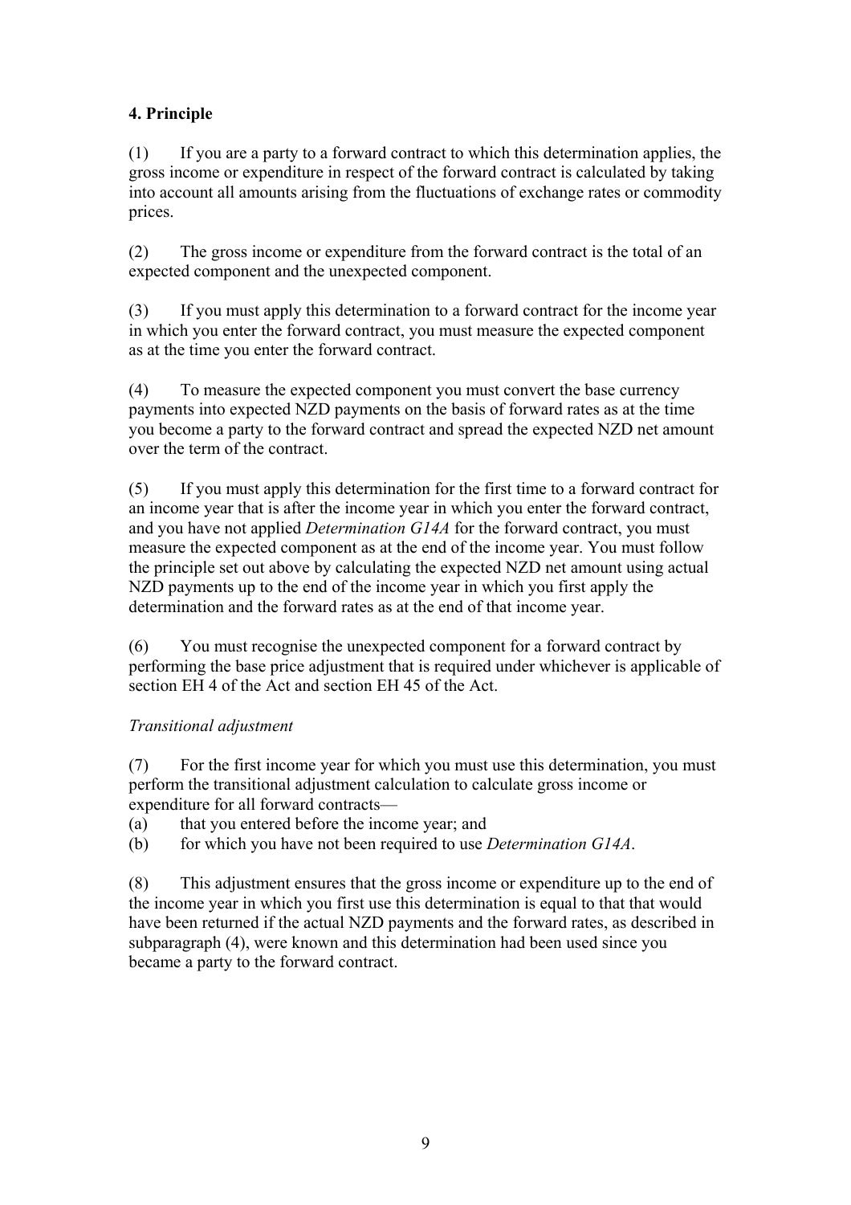## 4. Principle

(1) If you are a party to a forward contract to which this determination applies, the gross income or expenditure in respect of the forward contract is calculated by taking into account all amounts arising from the fluctuations of exchange rates or commodity prices.

(2) The gross income or expenditure from the forward contract is the total of an expected component and the unexpected component.

(3) If you must apply this determination to a forward contract for the income year in which you enter the forward contract, you must measure the expected component as at the time you enter the forward contract.

(4) To measure the expected component you must convert the base currency payments into expected NZD payments on the basis of forward rates as at the time you become a party to the forward contract and spread the expected NZD net amount over the term of the contract.

(5) If you must apply this determination for the first time to a forward contract for an income year that is after the income year in which you enter the forward contract, and you have not applied *Determination G14A* for the forward contract, you must measure the expected component as at the end of the income year. You must follow the principle set out above by calculating the expected NZD net amount using actual NZD payments up to the end of the income year in which you first apply the determination and the forward rates as at the end of that income year.

(6) You must recognise the unexpected component for a forward contract by performing the base price adjustment that is required under whichever is applicable of section EH 4 of the Act and section EH 45 of the Act.

*Transitional adjustment*

(7) For the first income year for which you must use this determination, you must perform the transitional adjustment calculation to calculate gross income or expenditure for all forward contracts—

(a) that you entered before the income year; and

(b) for which you have not been required to use *Determination G14A*.

(8) This adjustment ensures that the gross income or expenditure up to the end of the income year in which you first use this determination is equal to that that would have been returned if the actual NZD payments and the forward rates, as described in subparagraph (4), were known and this determination had been used since you became a party to the forward contract.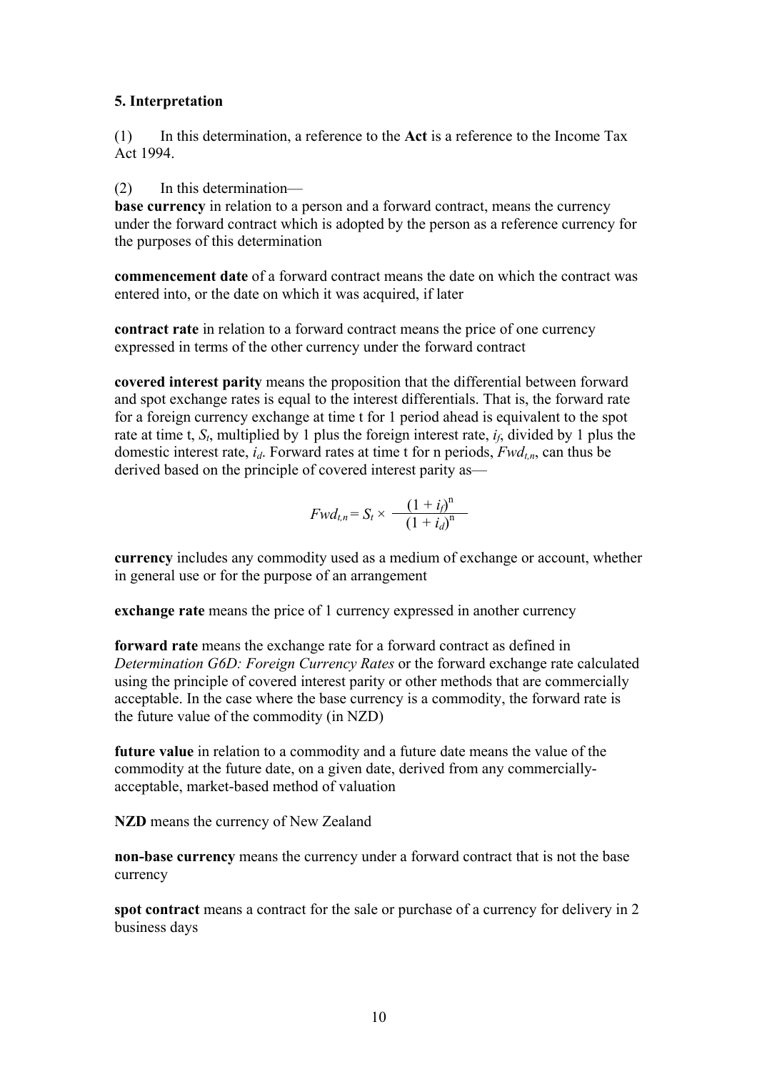### 5. Interpretation

(1) In this determination, a reference to the **Act** is a reference to the Income Tax Act 1994.

(2) In this determination—

**base currency** in relation to a person and a forward contract, means the currency under the forward contract which is adopted by the person as a reference currency for the purposes of this determination

**commencement date** of a forward contract means the date on which the contract was entered into, or the date on which it was acquired, if later

**contract rate** in relation to a forward contract means the price of one currency expressed in terms of the other currency under the forward contract

**covered interest parity** means the proposition that the differential between forward and spot exchange rates is equal to the interest differentials. That is, the forward rate for a foreign currency exchange at time t for 1 period ahead is equivalent to the spot rate at time t, $S_t$, multiplied by 1 plus the foreign interest rate, $i_f$, divided by 1 plus the domestic interest rate, $i_d$. Forward rates at time t for n periods, $Fwd_{t,n}$, can thus be derived based on the principle of covered interest parity as—

$$Fwd_{t,n} = S_t \times \frac{(1 + i_f)^n}{(1 + i_d)^n}$$

**currency** includes any commodity used as a medium of exchange or account, whether in general use or for the purpose of an arrangement

**exchange rate** means the price of 1 currency expressed in another currency

**forward rate** means the exchange rate for a forward contract as defined in *Determination G6D: Foreign Currency Rates* or the forward exchange rate calculated using the principle of covered interest parity or other methods that are commercially acceptable. In the case where the base currency is a commodity, the forward rate is the future value of the commodity (in NZD)

**future value** in relation to a commodity and a future date means the value of the commodity at the future date, on a given date, derived from any commercially-acceptable, market-based method of valuation

**NZD** means the currency of New Zealand

**non-base currency** means the currency under a forward contract that is not the base currency

**spot contract** means a contract for the sale or purchase of a currency for delivery in 2 business days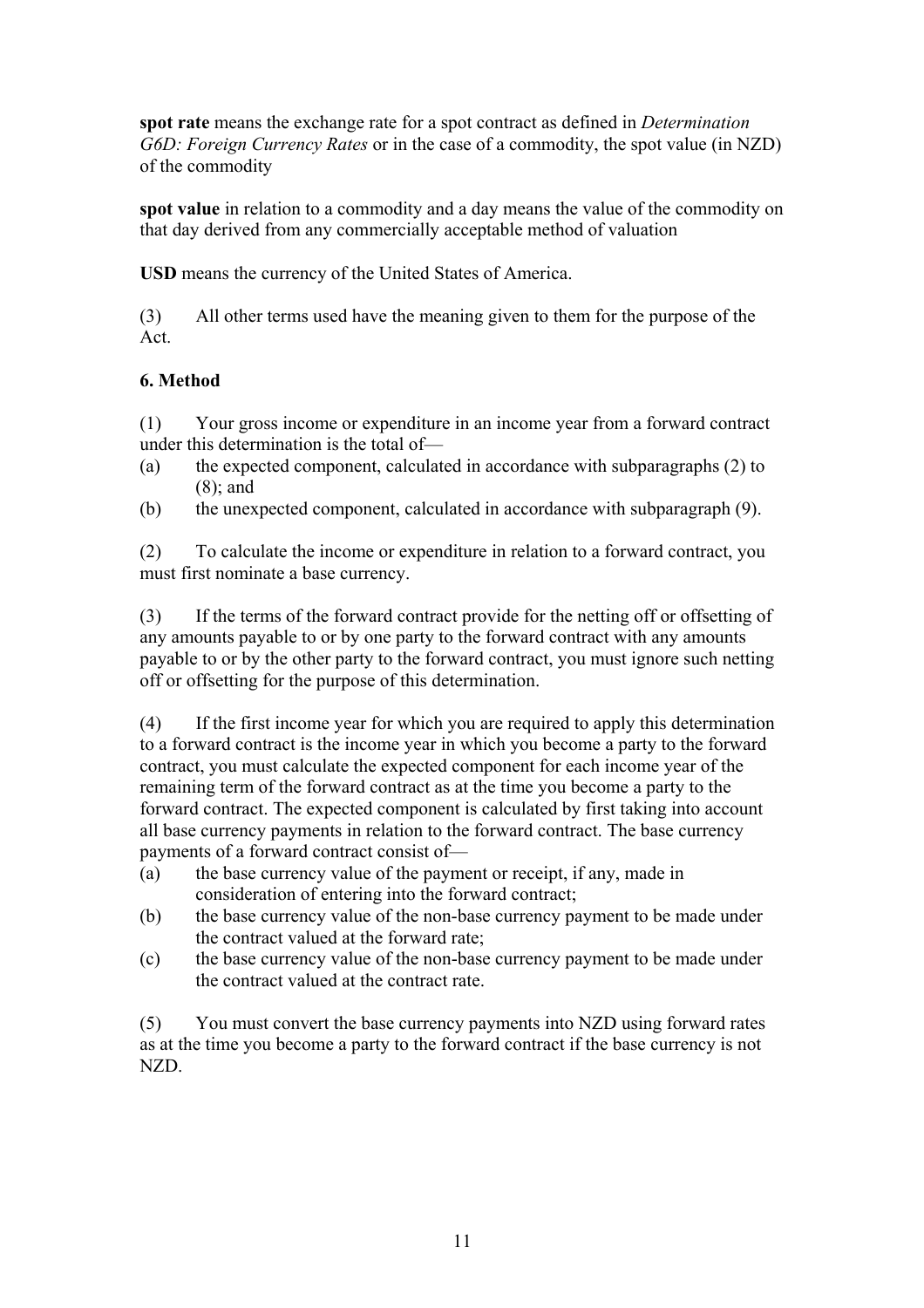**spot rate** means the exchange rate for a spot contract as defined in *Determination G6D: Foreign Currency Rates* or in the case of a commodity, the spot value (in NZD) of the commodity

**spot value** in relation to a commodity and a day means the value of the commodity on that day derived from any commercially acceptable method of valuation

**USD** means the currency of the United States of America.

(3) All other terms used have the meaning given to them for the purpose of the Act.

**6. Method**

(1) Your gross income or expenditure in an income year from a forward contract under this determination is the total of—

(a) the expected component, calculated in accordance with subparagraphs (2) to (8); and

(b) the unexpected component, calculated in accordance with subparagraph (9).

(2) To calculate the income or expenditure in relation to a forward contract, you must first nominate a base currency.

(3) If the terms of the forward contract provide for the netting off or offsetting of any amounts payable to or by one party to the forward contract with any amounts payable to or by the other party to the forward contract, you must ignore such netting off or offsetting for the purpose of this determination.

(4) If the first income year for which you are required to apply this determination to a forward contract is the income year in which you become a party to the forward contract, you must calculate the expected component for each income year of the remaining term of the forward contract as at the time you become a party to the forward contract. The expected component is calculated by first taking into account all base currency payments in relation to the forward contract. The base currency payments of a forward contract consist of—

(a) the base currency value of the payment or receipt, if any, made in consideration of entering into the forward contract;

(b) the base currency value of the non-base currency payment to be made under the contract valued at the forward rate;

(c) the base currency value of the non-base currency payment to be made under the contract valued at the contract rate.

(5) You must convert the base currency payments into NZD using forward rates as at the time you become a party to the forward contract if the base currency is not NZD.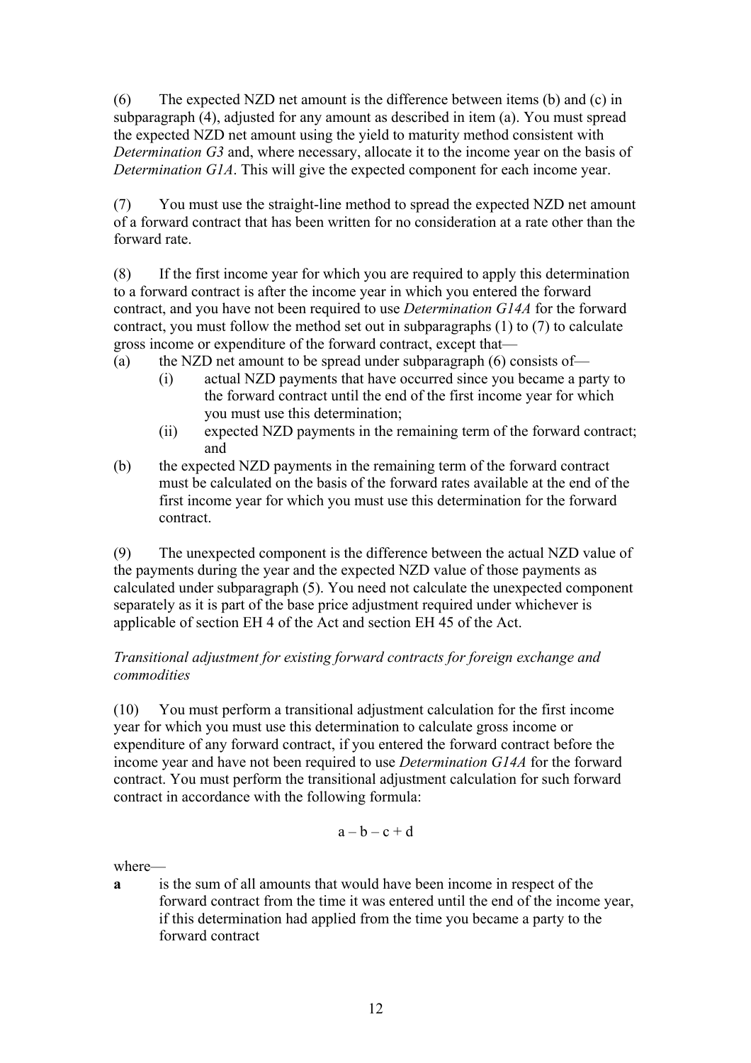(6) The expected NZD net amount is the difference between items (b) and (c) in subparagraph (4), adjusted for any amount as described in item (a). You must spread the expected NZD net amount using the yield to maturity method consistent with *Determination G3* and, where necessary, allocate it to the income year on the basis of *Determination G1A*. This will give the expected component for each income year.

(7) You must use the straight-line method to spread the expected NZD net amount of a forward contract that has been written for no consideration at a rate other than the forward rate.

(8) If the first income year for which you are required to apply this determination to a forward contract is after the income year in which you entered the forward contract, and you have not been required to use *Determination G14A* for the forward contract, you must follow the method set out in subparagraphs (1) to (7) to calculate gross income or expenditure of the forward contract, except that—

(a) the NZD net amount to be spread under subparagraph (6) consists of—
   (i) actual NZD payments that have occurred since you became a party to the forward contract until the end of the first income year for which you must use this determination;
   (ii) expected NZD payments in the remaining term of the forward contract; and

(b) the expected NZD payments in the remaining term of the forward contract must be calculated on the basis of the forward rates available at the end of the first income year for which you must use this determination for the forward contract.

(9) The unexpected component is the difference between the actual NZD value of the payments during the year and the expected NZD value of those payments as calculated under subparagraph (5). You need not calculate the unexpected component separately as it is part of the base price adjustment required under whichever is applicable of section EH 4 of the Act and section EH 45 of the Act.

*Transitional adjustment for existing forward contracts for foreign exchange and commodities*

(10) You must perform a transitional adjustment calculation for the first income year for which you must use this determination to calculate gross income or expenditure of any forward contract, if you entered the forward contract before the income year and have not been required to use *Determination G14A* for the forward contract. You must perform the transitional adjustment calculation for such forward contract in accordance with the following formula:

$$a - b - c + d$$

where—

**a** is the sum of all amounts that would have been income in respect of the forward contract from the time it was entered until the end of the income year, if this determination had applied from the time you became a party to the forward contract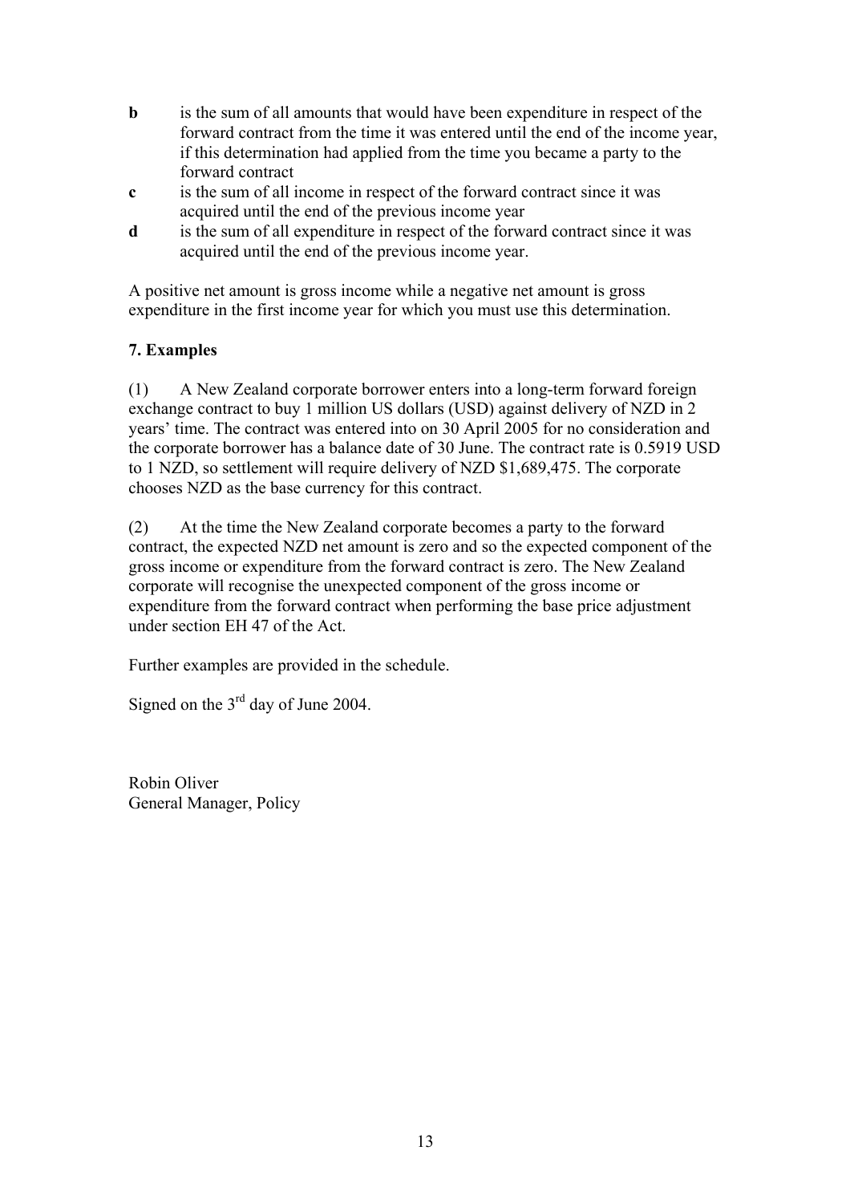**b** is the sum of all amounts that would have been expenditure in respect of the forward contract from the time it was entered until the end of the income year, if this determination had applied from the time you became a party to the forward contract

**c** is the sum of all income in respect of the forward contract since it was acquired until the end of the previous income year

**d** is the sum of all expenditure in respect of the forward contract since it was acquired until the end of the previous income year.

A positive net amount is gross income while a negative net amount is gross expenditure in the first income year for which you must use this determination.

**7. Examples**

(1) A New Zealand corporate borrower enters into a long-term forward foreign exchange contract to buy 1 million US dollars (USD) against delivery of NZD in 2 years' time. The contract was entered into on 30 April 2005 for no consideration and the corporate borrower has a balance date of 30 June. The contract rate is 0.5919 USD to 1 NZD, so settlement will require delivery of NZD $1,689,475. The corporate chooses NZD as the base currency for this contract.

(2) At the time the New Zealand corporate becomes a party to the forward contract, the expected NZD net amount is zero and so the expected component of the gross income or expenditure from the forward contract is zero. The New Zealand corporate will recognise the unexpected component of the gross income or expenditure from the forward contract when performing the base price adjustment under section EH 47 of the Act.

Further examples are provided in the schedule.

Signed on the 3rd day of June 2004.

Robin Oliver
General Manager, Policy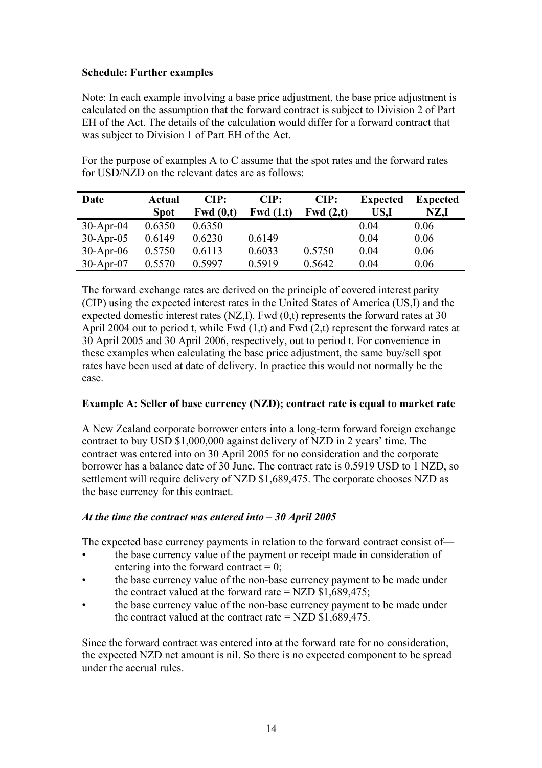**Schedule: Further examples**

Note: In each example involving a base price adjustment, the base price adjustment is calculated on the assumption that the forward contract is subject to Division 2 of Part EH of the Act. The details of the calculation would differ for a forward contract that was subject to Division 1 of Part EH of the Act.

For the purpose of examples A to C assume that the spot rates and the forward rates for USD/NZD on the relevant dates are as follows:

| Date | Actual Spot | CIP: Fwd (0,t) | CIP: Fwd (1,t) | CIP: Fwd (2,t) | Expected US,I | Expected NZ,I |
|---|---|---|---|---|---|---|
| 30-Apr-04 | 0.6350 | 0.6350 | | | 0.04 | 0.06 |
| 30-Apr-05 | 0.6149 | 0.6230 | 0.6149 | | 0.04 | 0.06 |
| 30-Apr-06 | 0.5750 | 0.6113 | 0.6033 | 0.5750 | 0.04 | 0.06 |
| 30-Apr-07 | 0.5570 | 0.5997 | 0.5919 | 0.5642 | 0.04 | 0.06 |

The forward exchange rates are derived on the principle of covered interest parity (CIP) using the expected interest rates in the United States of America (US,I) and the expected domestic interest rates (NZ,I). Fwd (0,t) represents the forward rates at 30 April 2004 out to period t, while Fwd (1,t) and Fwd (2,t) represent the forward rates at 30 April 2005 and 30 April 2006, respectively, out to period t. For convenience in these examples when calculating the base price adjustment, the same buy/sell spot rates have been used at date of delivery. In practice this would not normally be the case.

**Example A: Seller of base currency (NZD); contract rate is equal to market rate**

A New Zealand corporate borrower enters into a long-term forward foreign exchange contract to buy USD $1,000,000 against delivery of NZD in 2 years' time. The contract was entered into on 30 April 2005 for no consideration and the corporate borrower has a balance date of 30 June. The contract rate is 0.5919 USD to 1 NZD, so settlement will require delivery of NZD $1,689,475. The corporate chooses NZD as the base currency for this contract.

*At the time the contract was entered into – 30 April 2005*

The expected base currency payments in relation to the forward contract consist of—

- the base currency value of the payment or receipt made in consideration of entering into the forward contract = 0;
- the base currency value of the non-base currency payment to be made under the contract valued at the forward rate = NZD $1,689,475;
- the base currency value of the non-base currency payment to be made under the contract valued at the contract rate = NZD $1,689,475.

Since the forward contract was entered into at the forward rate for no consideration, the expected NZD net amount is nil. So there is no expected component to be spread under the accrual rules.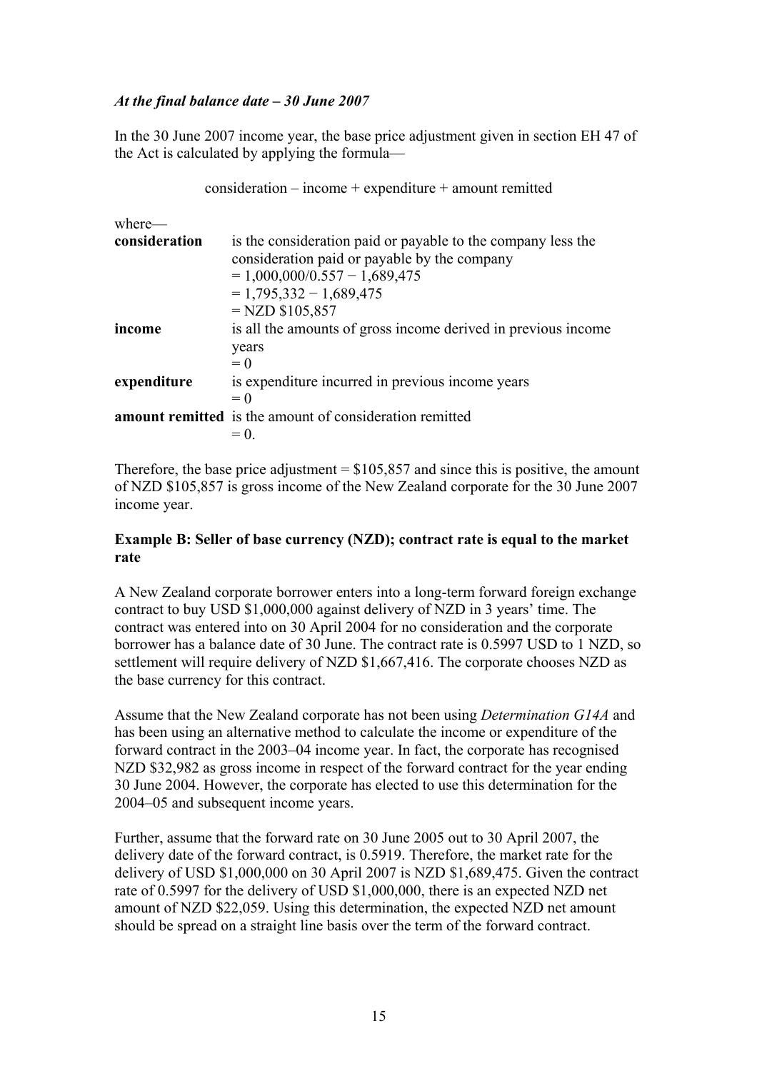*At the final balance date – 30 June 2007*

In the 30 June 2007 income year, the base price adjustment given in section EH 47 of the Act is calculated by applying the formula—

consideration – income + expenditure + amount remitted

where—

**consideration** is the consideration paid or payable to the company less the consideration paid or payable by the company
= 1,000,000/0.557 − 1,689,475
= 1,795,332 − 1,689,475
= NZD $105,857

**income** is all the amounts of gross income derived in previous income years
= 0

**expenditure** is expenditure incurred in previous income years
= 0

**amount remitted** is the amount of consideration remitted
= 0.

Therefore, the base price adjustment = $105,857 and since this is positive, the amount of NZD $105,857 is gross income of the New Zealand corporate for the 30 June 2007 income year.

**Example B: Seller of base currency (NZD); contract rate is equal to the market rate**

A New Zealand corporate borrower enters into a long-term forward foreign exchange contract to buy USD $1,000,000 against delivery of NZD in 3 years' time. The contract was entered into on 30 April 2004 for no consideration and the corporate borrower has a balance date of 30 June. The contract rate is 0.5997 USD to 1 NZD, so settlement will require delivery of NZD $1,667,416. The corporate chooses NZD as the base currency for this contract.

Assume that the New Zealand corporate has not been using *Determination G14A* and has been using an alternative method to calculate the income or expenditure of the forward contract in the 2003–04 income year. In fact, the corporate has recognised NZD $32,982 as gross income in respect of the forward contract for the year ending 30 June 2004. However, the corporate has elected to use this determination for the 2004–05 and subsequent income years.

Further, assume that the forward rate on 30 June 2005 out to 30 April 2007, the delivery date of the forward contract, is 0.5919. Therefore, the market rate for the delivery of USD $1,000,000 on 30 April 2007 is NZD $1,689,475. Given the contract rate of 0.5997 for the delivery of USD $1,000,000, there is an expected NZD net amount of NZD $22,059. Using this determination, the expected NZD net amount should be spread on a straight line basis over the term of the forward contract.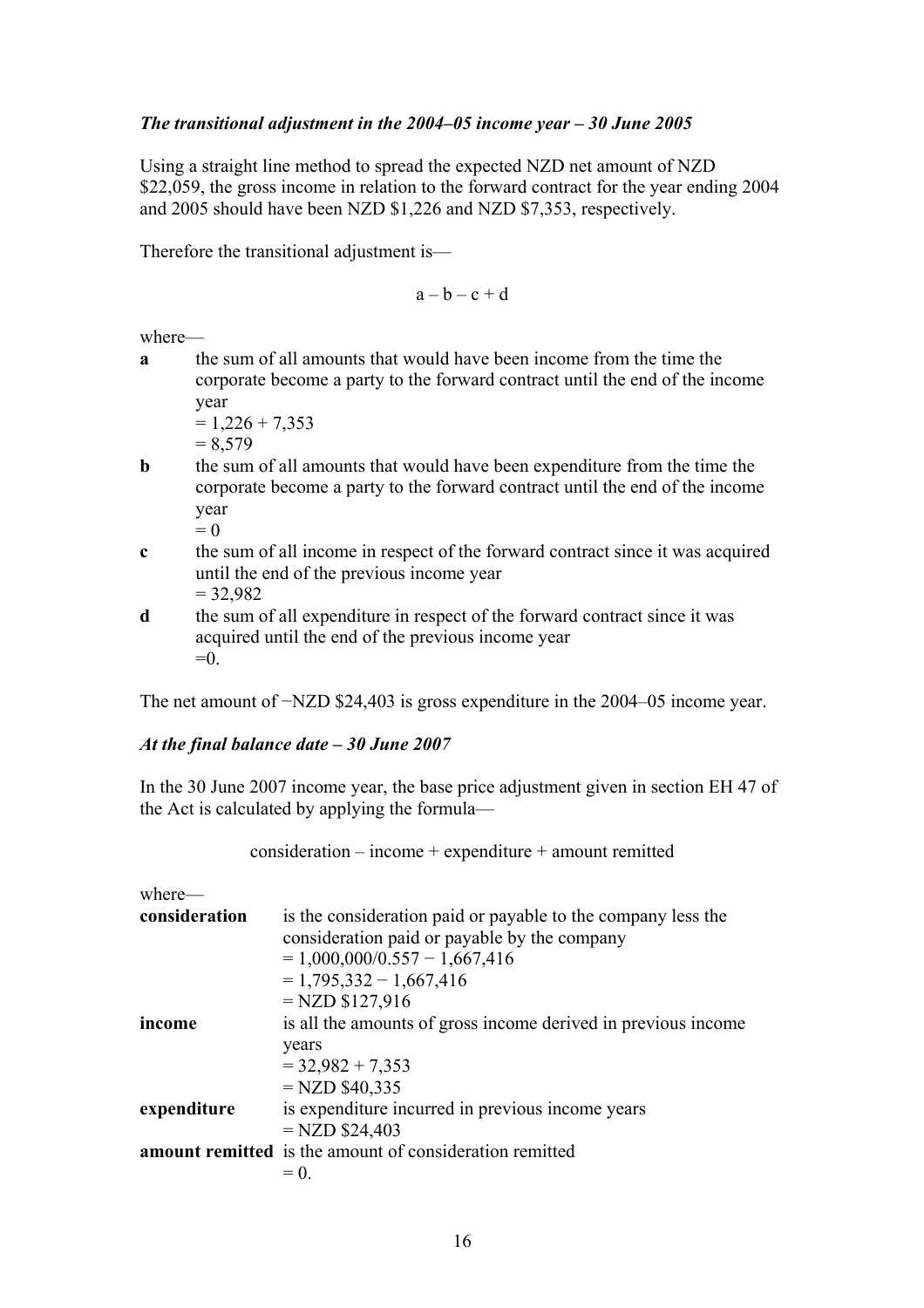***The transitional adjustment in the 2004–05 income year – 30 June 2005***

Using a straight line method to spread the expected NZD net amount of NZD $22,059, the gross income in relation to the forward contract for the year ending 2004 and 2005 should have been NZD $1,226 and NZD $7,353, respectively.

Therefore the transitional adjustment is—

$$a - b - c + d$$

where—

**a** the sum of all amounts that would have been income from the time the corporate become a party to the forward contract until the end of the income year
= 1,226 + 7,353
= 8,579

**b** the sum of all amounts that would have been expenditure from the time the corporate become a party to the forward contract until the end of the income year
= 0

**c** the sum of all income in respect of the forward contract since it was acquired until the end of the previous income year
= 32,982

**d** the sum of all expenditure in respect of the forward contract since it was acquired until the end of the previous income year
=0.

The net amount of −NZD $24,403 is gross expenditure in the 2004–05 income year.

***At the final balance date – 30 June 2007***

In the 30 June 2007 income year, the base price adjustment given in section EH 47 of the Act is calculated by applying the formula—

$$\text{consideration} - \text{income} + \text{expenditure} + \text{amount remitted}$$

where—

**consideration** is the consideration paid or payable to the company less the consideration paid or payable by the company
= 1,000,000/0.557 − 1,667,416
= 1,795,332 − 1,667,416
= NZD $127,916

**income** is all the amounts of gross income derived in previous income years
= 32,982 + 7,353
= NZD $40,335

**expenditure** is expenditure incurred in previous income years
= NZD $24,403

**amount remitted** is the amount of consideration remitted
= 0.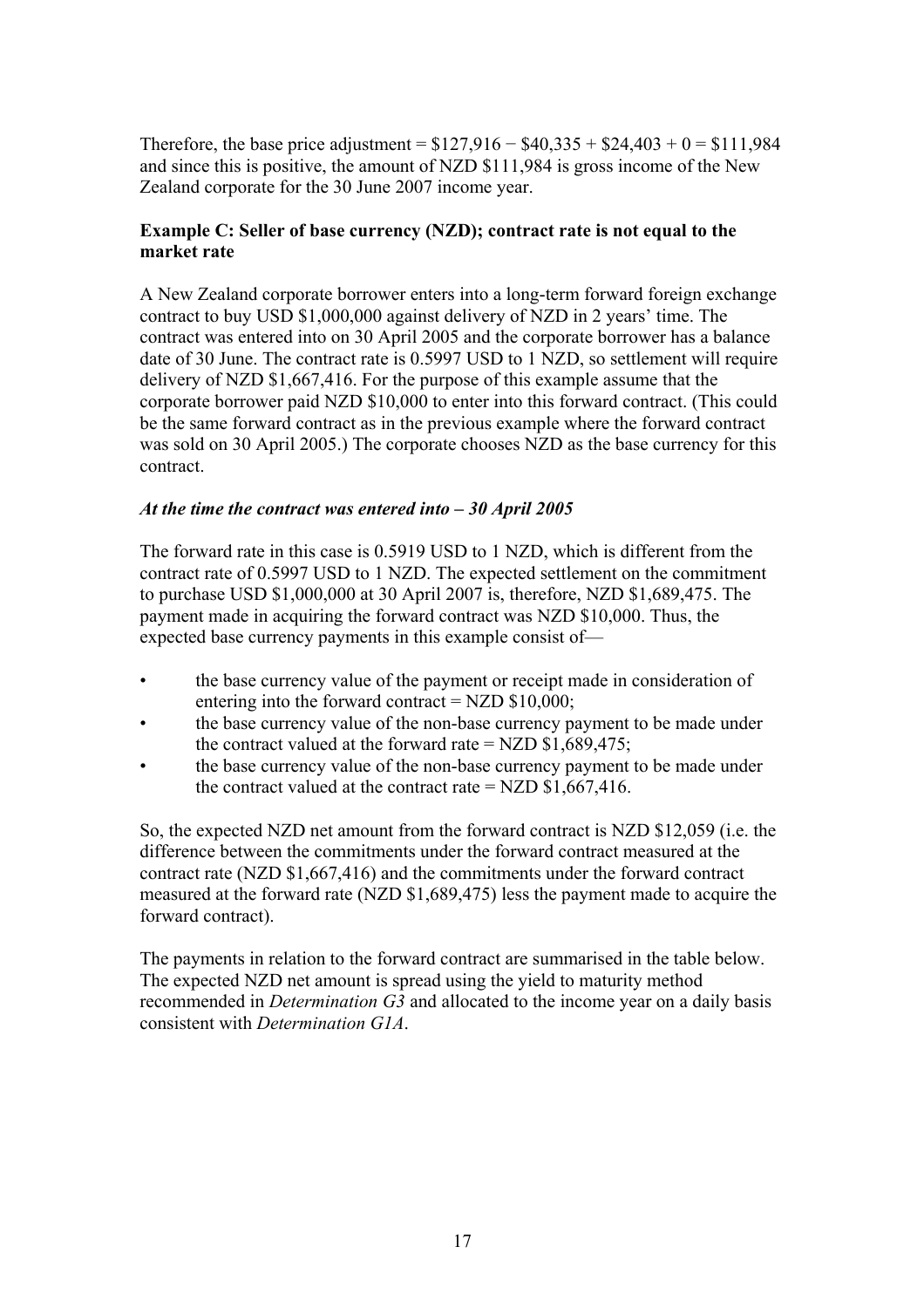Therefore, the base price adjustment = $127,916 − $40,335 + $24,403 + 0 = $111,984 and since this is positive, the amount of NZD $111,984 is gross income of the New Zealand corporate for the 30 June 2007 income year.

**Example C: Seller of base currency (NZD); contract rate is not equal to the market rate**

A New Zealand corporate borrower enters into a long-term forward foreign exchange contract to buy USD $1,000,000 against delivery of NZD in 2 years' time. The contract was entered into on 30 April 2005 and the corporate borrower has a balance date of 30 June. The contract rate is 0.5997 USD to 1 NZD, so settlement will require delivery of NZD $1,667,416. For the purpose of this example assume that the corporate borrower paid NZD $10,000 to enter into this forward contract. (This could be the same forward contract as in the previous example where the forward contract was sold on 30 April 2005.) The corporate chooses NZD as the base currency for this contract.

***At the time the contract was entered into – 30 April 2005***

The forward rate in this case is 0.5919 USD to 1 NZD, which is different from the contract rate of 0.5997 USD to 1 NZD. The expected settlement on the commitment to purchase USD $1,000,000 at 30 April 2007 is, therefore, NZD $1,689,475. The payment made in acquiring the forward contract was NZD $10,000. Thus, the expected base currency payments in this example consist of—

- the base currency value of the payment or receipt made in consideration of entering into the forward contract = NZD $10,000;
- the base currency value of the non-base currency payment to be made under the contract valued at the forward rate = NZD $1,689,475;
- the base currency value of the non-base currency payment to be made under the contract valued at the contract rate = NZD $1,667,416.

So, the expected NZD net amount from the forward contract is NZD $12,059 (i.e. the difference between the commitments under the forward contract measured at the contract rate (NZD $1,667,416) and the commitments under the forward contract measured at the forward rate (NZD $1,689,475) less the payment made to acquire the forward contract).

The payments in relation to the forward contract are summarised in the table below. The expected NZD net amount is spread using the yield to maturity method recommended in *Determination G3* and allocated to the income year on a daily basis consistent with *Determination G1A*.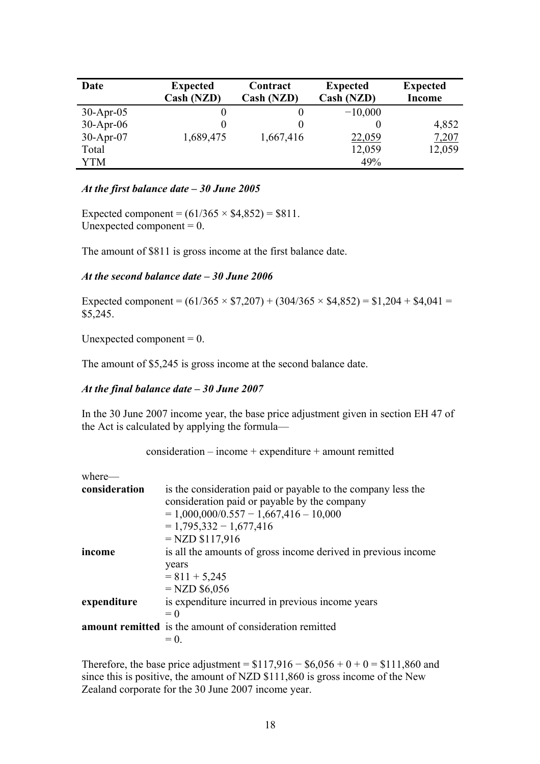| Date | Expected Cash (NZD) | Contract Cash (NZD) | Expected Cash (NZD) | Expected Income |
|---|---|---|---|---|
| 30-Apr-05 | 0 | 0 | −10,000 | |
| 30-Apr-06 | 0 | 0 | 0 | 4,852 |
| 30-Apr-07 | 1,689,475 | 1,667,416 | 22,059 | 7,207 |
| Total | | | 12,059 | 12,059 |
| YTM | | | 49% | |

***At the first balance date – 30 June 2005***

Expected component = (61/365 × \$4,852) = \$811.
Unexpected component = 0.

The amount of \$811 is gross income at the first balance date.

***At the second balance date – 30 June 2006***

Expected component = (61/365 × \$7,207) + (304/365 × \$4,852) = \$1,204 + \$4,041 = \$5,245.

Unexpected component = 0.

The amount of \$5,245 is gross income at the second balance date.

***At the final balance date – 30 June 2007***

In the 30 June 2007 income year, the base price adjustment given in section EH 47 of the Act is calculated by applying the formula—

consideration – income + expenditure + amount remitted

where—

| | |
|---|---|
| **consideration** | is the consideration paid or payable to the company less the consideration paid or payable by the company<br>= 1,000,000/0.557 − 1,667,416 – 10,000<br>= 1,795,332 − 1,677,416<br>= NZD \$117,916 |
| **income** | is all the amounts of gross income derived in previous income years<br>= 811 + 5,245<br>= NZD \$6,056 |
| **expenditure** | is expenditure incurred in previous income years<br>= 0 |
| **amount remitted** | is the amount of consideration remitted<br>= 0. |

Therefore, the base price adjustment = \$117,916 − \$6,056 + 0 + 0 = \$111,860 and since this is positive, the amount of NZD \$111,860 is gross income of the New Zealand corporate for the 30 June 2007 income year.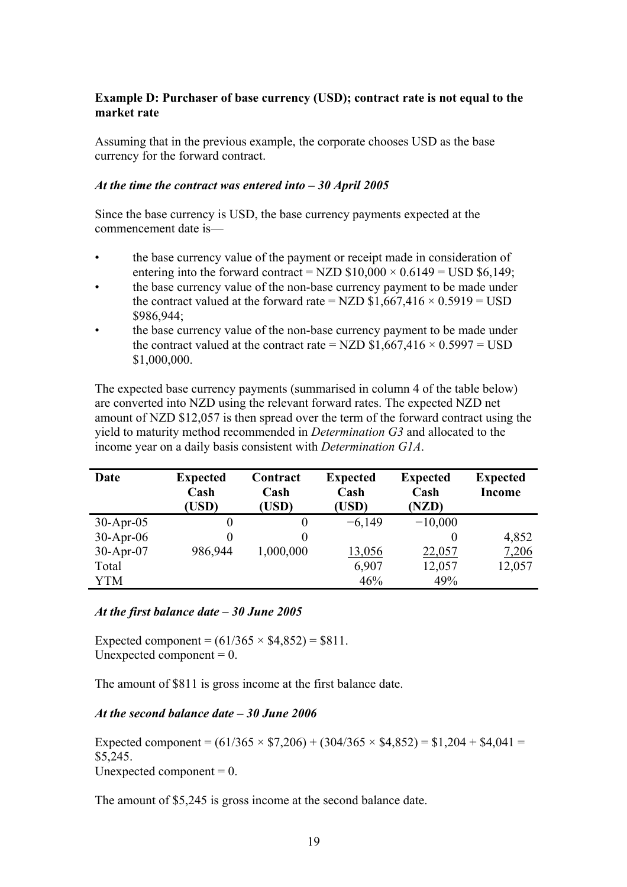**Example D: Purchaser of base currency (USD); contract rate is not equal to the market rate**

Assuming that in the previous example, the corporate chooses USD as the base currency for the forward contract.

***At the time the contract was entered into – 30 April 2005***

Since the base currency is USD, the base currency payments expected at the commencement date is—

- the base currency value of the payment or receipt made in consideration of entering into the forward contract = NZD $10,000 × 0.6149 = USD $6,149;
- the base currency value of the non-base currency payment to be made under the contract valued at the forward rate = NZD $1,667,416 × 0.5919 = USD $986,944;
- the base currency value of the non-base currency payment to be made under the contract valued at the contract rate = NZD $1,667,416 × 0.5997 = USD $1,000,000.

The expected base currency payments (summarised in column 4 of the table below) are converted into NZD using the relevant forward rates. The expected NZD net amount of NZD $12,057 is then spread over the term of the forward contract using the yield to maturity method recommended in *Determination G3* and allocated to the income year on a daily basis consistent with *Determination G1A*.

| Date | Expected Cash (USD) | Contract Cash (USD) | Expected Cash (USD) | Expected Cash (NZD) | Expected Income |
|---|---|---|---|---|---|
| 30-Apr-05 | 0 | 0 | −6,149 | −10,000 | |
| 30-Apr-06 | 0 | 0 | | 0 | 4,852 |
| 30-Apr-07 | 986,944 | 1,000,000 | 13,056 | 22,057 | 7,206 |
| Total | | | 6,907 | 12,057 | 12,057 |
| YTM | | | 46% | 49% | |

***At the first balance date – 30 June 2005***

Expected component = (61/365 × $4,852) = $811.
Unexpected component = 0.

The amount of $811 is gross income at the first balance date.

***At the second balance date – 30 June 2006***

Expected component = (61/365 × $7,206) + (304/365 × $4,852) = $1,204 + $4,041 = $5,245.
Unexpected component = 0.

The amount of $5,245 is gross income at the second balance date.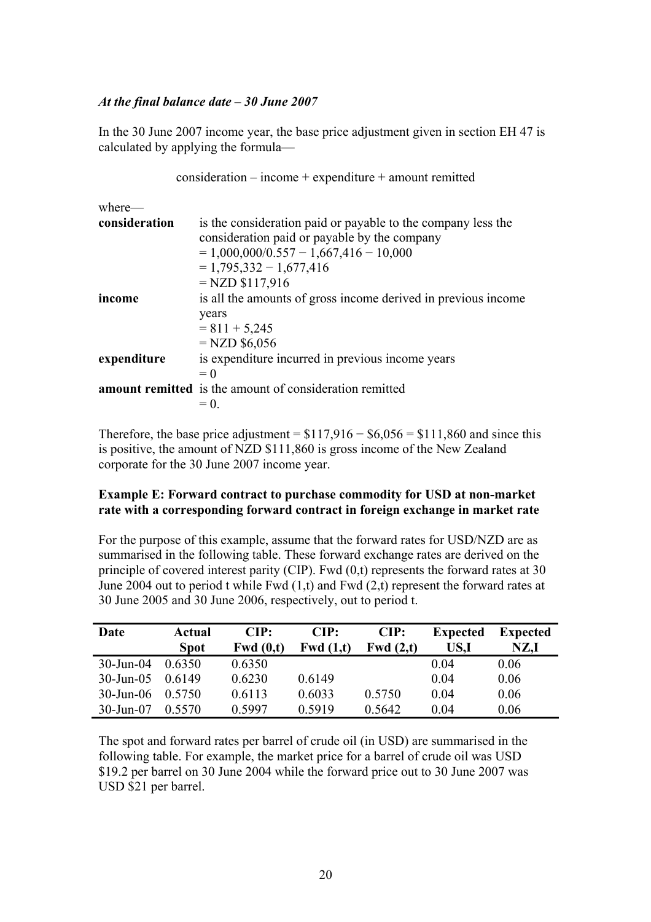*At the final balance date – 30 June 2007*

In the 30 June 2007 income year, the base price adjustment given in section EH 47 is calculated by applying the formula—

consideration – income + expenditure + amount remitted

where—

**consideration** is the consideration paid or payable to the company less the consideration paid or payable by the company
= 1,000,000/0.557 − 1,667,416 − 10,000
= 1,795,332 − 1,677,416
= NZD $117,916

**income** is all the amounts of gross income derived in previous income years
= 811 + 5,245
= NZD $6,056

**expenditure** is expenditure incurred in previous income years
= 0

**amount remitted** is the amount of consideration remitted
= 0.

Therefore, the base price adjustment = $117,916 − $6,056 = $111,860 and since this is positive, the amount of NZD $111,860 is gross income of the New Zealand corporate for the 30 June 2007 income year.

**Example E: Forward contract to purchase commodity for USD at non-market rate with a corresponding forward contract in foreign exchange in market rate**

For the purpose of this example, assume that the forward rates for USD/NZD are as summarised in the following table. These forward exchange rates are derived on the principle of covered interest parity (CIP). Fwd (0,t) represents the forward rates at 30 June 2004 out to period t while Fwd (1,t) and Fwd (2,t) represent the forward rates at 30 June 2005 and 30 June 2006, respectively, out to period t.

| Date | Actual Spot | CIP: Fwd (0,t) | CIP: Fwd (1,t) | CIP: Fwd (2,t) | Expected US,I | Expected NZ,I |
|---|---|---|---|---|---|---|
| 30-Jun-04 | 0.6350 | 0.6350 | | | 0.04 | 0.06 |
| 30-Jun-05 | 0.6149 | 0.6230 | 0.6149 | | 0.04 | 0.06 |
| 30-Jun-06 | 0.5750 | 0.6113 | 0.6033 | 0.5750 | 0.04 | 0.06 |
| 30-Jun-07 | 0.5570 | 0.5997 | 0.5919 | 0.5642 | 0.04 | 0.06 |

The spot and forward rates per barrel of crude oil (in USD) are summarised in the following table. For example, the market price for a barrel of crude oil was USD $19.2 per barrel on 30 June 2004 while the forward price out to 30 June 2007 was USD $21 per barrel.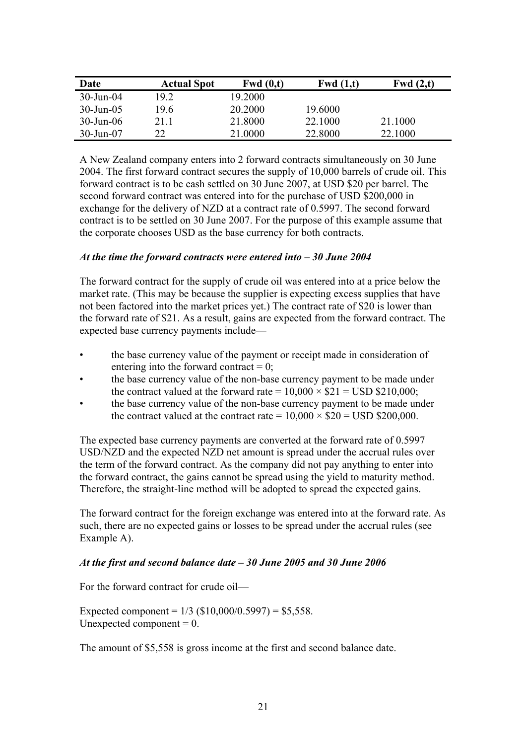| Date | Actual Spot | Fwd (0,t) | Fwd (1,t) | Fwd (2,t) |
|---|---|---|---|---|
| 30-Jun-04 | 19.2 | 19.2000 | | |
| 30-Jun-05 | 19.6 | 20.2000 | 19.6000 | |
| 30-Jun-06 | 21.1 | 21.8000 | 22.1000 | 21.1000 |
| 30-Jun-07 | 22 | 21.0000 | 22.8000 | 22.1000 |

A New Zealand company enters into 2 forward contracts simultaneously on 30 June 2004. The first forward contract secures the supply of 10,000 barrels of crude oil. This forward contract is to be cash settled on 30 June 2007, at USD $20 per barrel. The second forward contract was entered into for the purchase of USD $200,000 in exchange for the delivery of NZD at a contract rate of 0.5997. The second forward contract is to be settled on 30 June 2007. For the purpose of this example assume that the corporate chooses USD as the base currency for both contracts.

***At the time the forward contracts were entered into – 30 June 2004***

The forward contract for the supply of crude oil was entered into at a price below the market rate. (This may be because the supplier is expecting excess supplies that have not been factored into the market prices yet.) The contract rate of $20 is lower than the forward rate of $21. As a result, gains are expected from the forward contract. The expected base currency payments include—

- the base currency value of the payment or receipt made in consideration of entering into the forward contract = 0;
- the base currency value of the non-base currency payment to be made under the contract valued at the forward rate = 10,000 × $21 = USD $210,000;
- the base currency value of the non-base currency payment to be made under the contract valued at the contract rate = 10,000 × $20 = USD $200,000.

The expected base currency payments are converted at the forward rate of 0.5997 USD/NZD and the expected NZD net amount is spread under the accrual rules over the term of the forward contract. As the company did not pay anything to enter into the forward contract, the gains cannot be spread using the yield to maturity method. Therefore, the straight-line method will be adopted to spread the expected gains.

The forward contract for the foreign exchange was entered into at the forward rate. As such, there are no expected gains or losses to be spread under the accrual rules (see Example A).

***At the first and second balance date – 30 June 2005 and 30 June 2006***

For the forward contract for crude oil—

Expected component = 1/3 ($10,000/0.5997) = $5,558.
Unexpected component = 0.

The amount of $5,558 is gross income at the first and second balance date.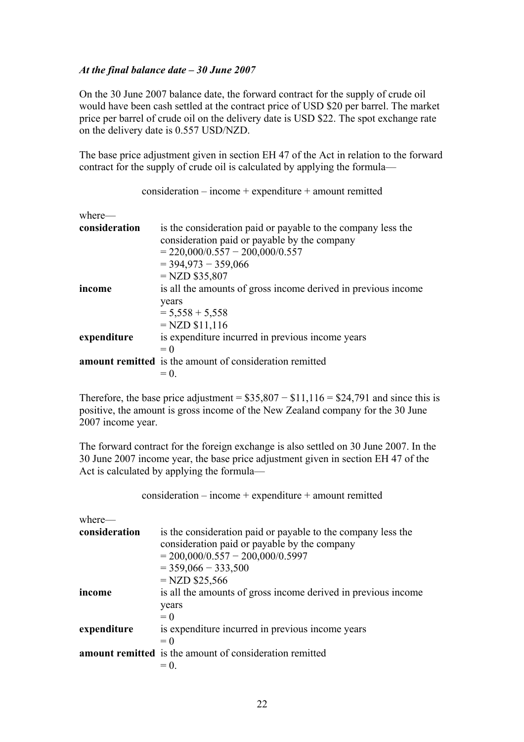***At the final balance date – 30 June 2007***

On the 30 June 2007 balance date, the forward contract for the supply of crude oil would have been cash settled at the contract price of USD \$20 per barrel. The market price per barrel of crude oil on the delivery date is USD \$22. The spot exchange rate on the delivery date is 0.557 USD/NZD.

The base price adjustment given in section EH 47 of the Act in relation to the forward contract for the supply of crude oil is calculated by applying the formula—

consideration – income + expenditure + amount remitted

where—

**consideration** is the consideration paid or payable to the company less the consideration paid or payable by the company
= 220,000/0.557 − 200,000/0.557
= 394,973 − 359,066
= NZD \$35,807

**income** is all the amounts of gross income derived in previous income years
= 5,558 + 5,558
= NZD \$11,116

**expenditure** is expenditure incurred in previous income years
= 0

**amount remitted** is the amount of consideration remitted
= 0.

Therefore, the base price adjustment = \$35,807 − \$11,116 = \$24,791 and since this is positive, the amount is gross income of the New Zealand company for the 30 June 2007 income year.

The forward contract for the foreign exchange is also settled on 30 June 2007. In the 30 June 2007 income year, the base price adjustment given in section EH 47 of the Act is calculated by applying the formula—

consideration – income + expenditure + amount remitted

where—

**consideration** is the consideration paid or payable to the company less the consideration paid or payable by the company
= 200,000/0.557 − 200,000/0.5997
= 359,066 − 333,500
= NZD \$25,566

**income** is all the amounts of gross income derived in previous income years
= 0

**expenditure** is expenditure incurred in previous income years
= 0

**amount remitted** is the amount of consideration remitted
= 0.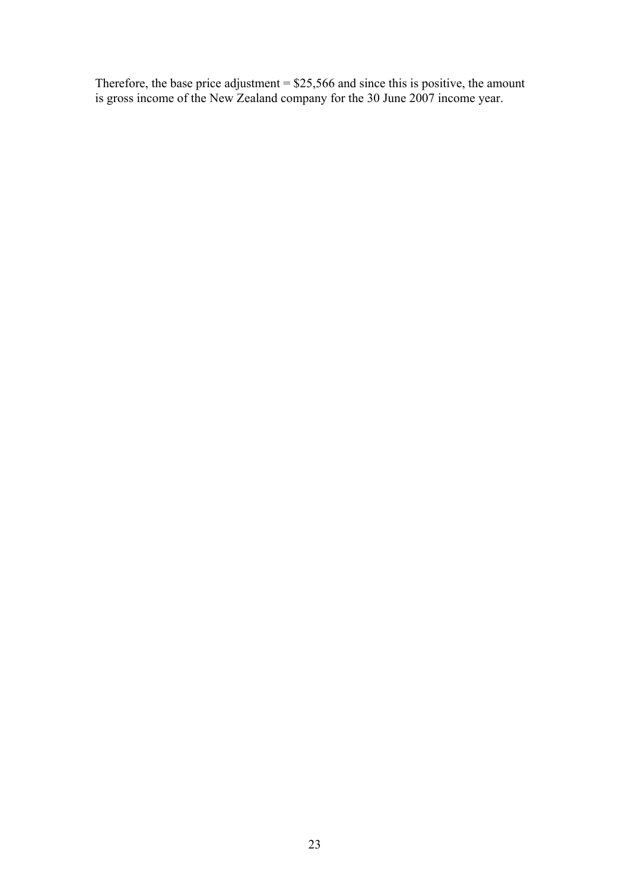Therefore, the base price adjustment = $25,566 and since this is positive, the amount is gross income of the New Zealand company for the 30 June 2007 income year.